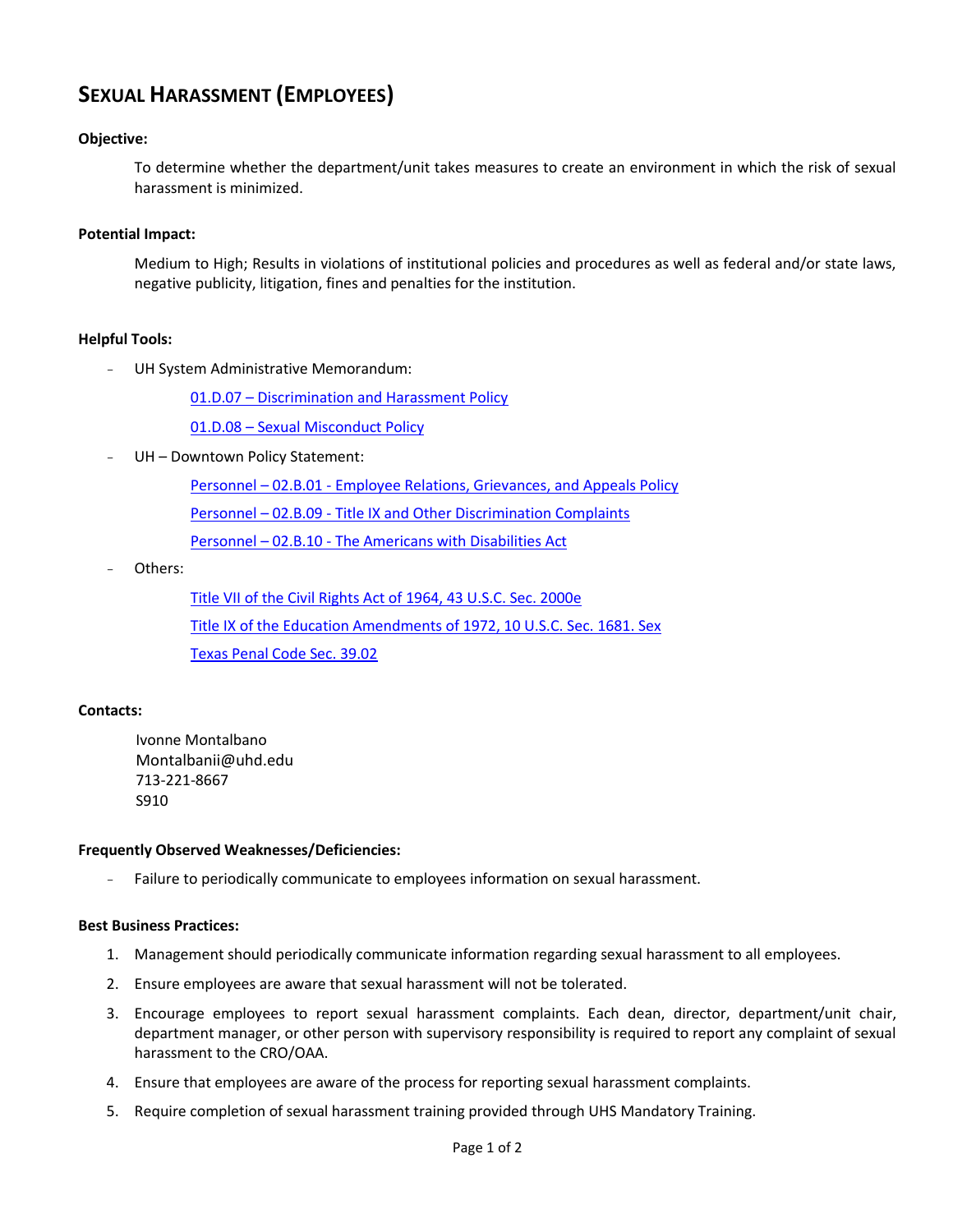# SEXUAL HARASSMENT (EMPLOYEES)

**Objective:**

To determine whether the department/unit takes measures to create an environment in which the risk of sexual harassment is minimized.

**Potential Impact:**

Medium to High; Results in violations of institutional policies and procedures as well as federal and/or state laws, negative publicity, litigation, fines and penalties for the institution.

**Helpful Tools:**

- UH System Administrative Memorandum:
  - 01.D.07 – Discrimination and Harassment Policy
  - 01.D.08 – Sexual Misconduct Policy
- UH – Downtown Policy Statement:
  - Personnel – 02.B.01 - Employee Relations, Grievances, and Appeals Policy
  - Personnel – 02.B.09 - Title IX and Other Discrimination Complaints
  - Personnel – 02.B.10 - The Americans with Disabilities Act
- Others:
  - Title VII of the Civil Rights Act of 1964, 43 U.S.C. Sec. 2000e
  - Title IX of the Education Amendments of 1972, 10 U.S.C. Sec. 1681. Sex
  - Texas Penal Code Sec. 39.02

**Contacts:**

Ivonne Montalbano
Montalbanii@uhd.edu
713-221-8667
S910

**Frequently Observed Weaknesses/Deficiencies:**

- Failure to periodically communicate to employees information on sexual harassment.

**Best Business Practices:**

1. Management should periodically communicate information regarding sexual harassment to all employees.
2. Ensure employees are aware that sexual harassment will not be tolerated.
3. Encourage employees to report sexual harassment complaints. Each dean, director, department/unit chair, department manager, or other person with supervisory responsibility is required to report any complaint of sexual harassment to the CRO/OAA.
4. Ensure that employees are aware of the process for reporting sexual harassment complaints.
5. Require completion of sexual harassment training provided through UHS Mandatory Training.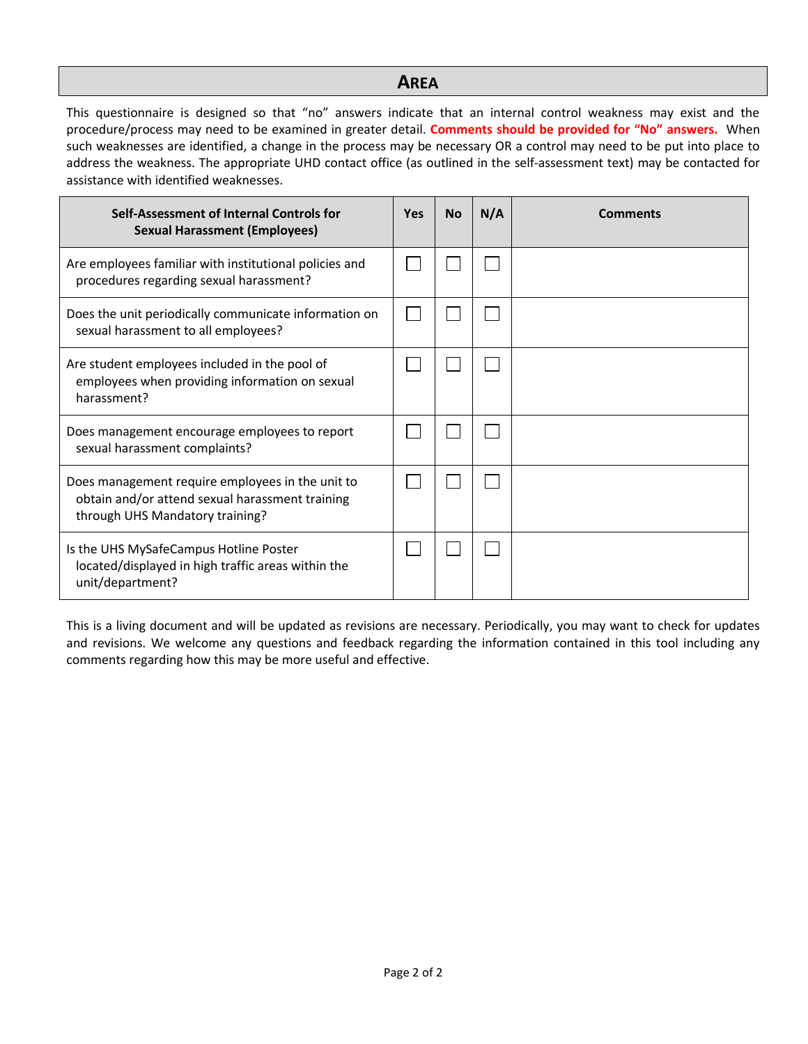## AREA

This questionnaire is designed so that "no" answers indicate that an internal control weakness may exist and the procedure/process may need to be examined in greater detail. **Comments should be provided for "No" answers.** When such weaknesses are identified, a change in the process may be necessary OR a control may need to be put into place to address the weakness. The appropriate UHD contact office (as outlined in the self-assessment text) may be contacted for assistance with identified weaknesses.

| Self-Assessment of Internal Controls for Sexual Harassment (Employees) | Yes | No | N/A | Comments |
|---|---|---|---|---|
| Are employees familiar with institutional policies and procedures regarding sexual harassment? | ☐ | ☐ | ☐ | |
| Does the unit periodically communicate information on sexual harassment to all employees? | ☐ | ☐ | ☐ | |
| Are student employees included in the pool of employees when providing information on sexual harassment? | ☐ | ☐ | ☐ | |
| Does management encourage employees to report sexual harassment complaints? | ☐ | ☐ | ☐ | |
| Does management require employees in the unit to obtain and/or attend sexual harassment training through UHS Mandatory training? | ☐ | ☐ | ☐ | |
| Is the UHS MySafeCampus Hotline Poster located/displayed in high traffic areas within the unit/department? | ☐ | ☐ | ☐ | |

This is a living document and will be updated as revisions are necessary. Periodically, you may want to check for updates and revisions. We welcome any questions and feedback regarding the information contained in this tool including any comments regarding how this may be more useful and effective.